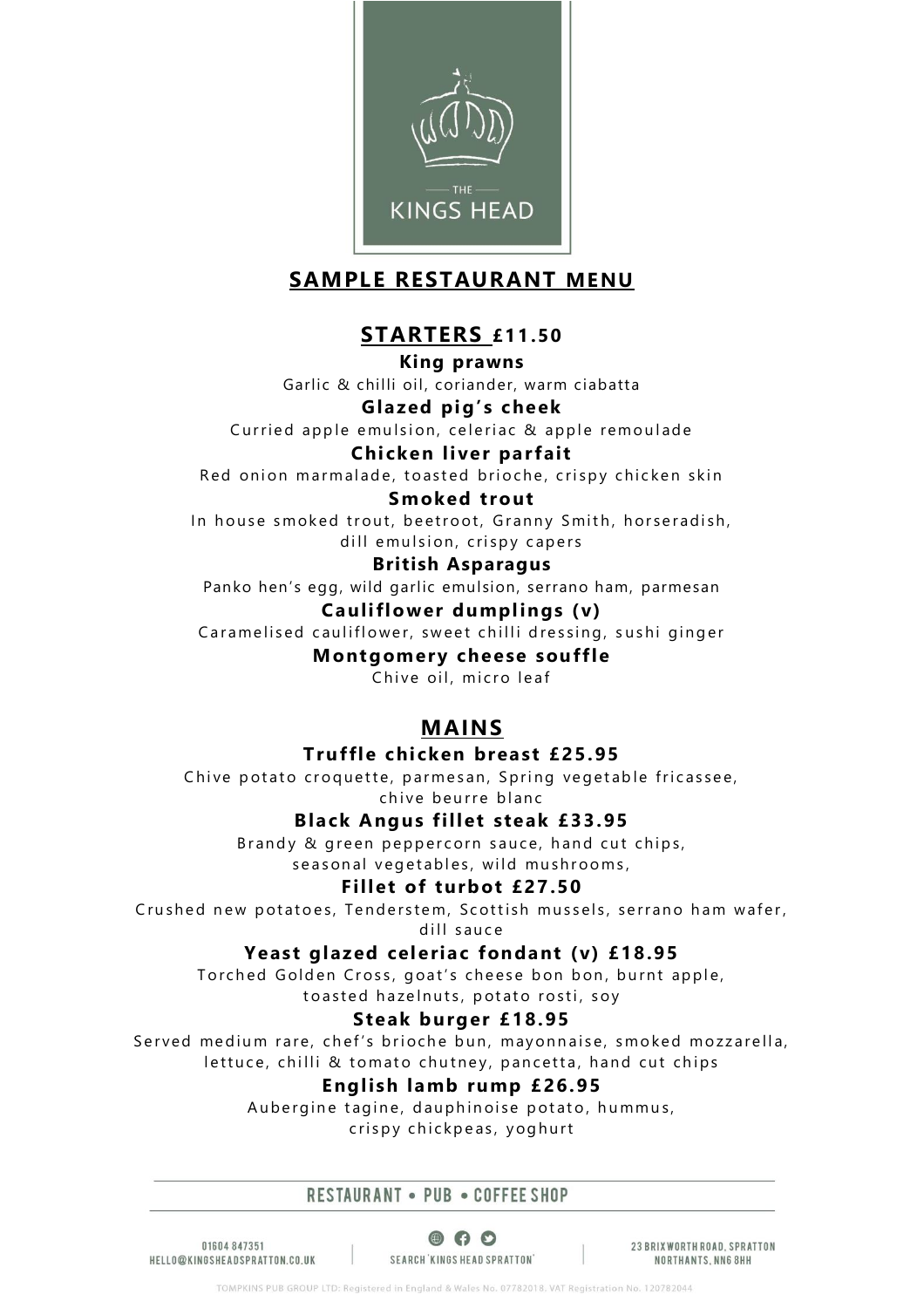THE KINGS HEAD

## SAMPLE RESTAURANT MENU

## STARTERS £11.50

**King prawns**
Garlic & chilli oil, coriander, warm ciabatta

**Glazed pig's cheek**
Curried apple emulsion, celeriac & apple remoulade

**Chicken liver parfait**
Red onion marmalade, toasted brioche, crispy chicken skin

**Smoked trout**
In house smoked trout, beetroot, Granny Smith, horseradish, dill emulsion, crispy capers

**British Asparagus**
Panko hen's egg, wild garlic emulsion, serrano ham, parmesan

**Cauliflower dumplings (v)**
Caramelised cauliflower, sweet chilli dressing, sushi ginger

**Montgomery cheese souffle**
Chive oil, micro leaf

## MAINS

**Truffle chicken breast £25.95**
Chive potato croquette, parmesan, Spring vegetable fricassee, chive beurre blanc

**Black Angus fillet steak £33.95**
Brandy & green peppercorn sauce, hand cut chips, seasonal vegetables, wild mushrooms,

**Fillet of turbot £27.50**
Crushed new potatoes, Tenderstem, Scottish mussels, serrano ham wafer, dill sauce

**Yeast glazed celeriac fondant (v) £18.95**
Torched Golden Cross, goat's cheese bon bon, burnt apple, toasted hazelnuts, potato rosti, soy

**Steak burger £18.95**
Served medium rare, chef's brioche bun, mayonnaise, smoked mozzarella, lettuce, chilli & tomato chutney, pancetta, hand cut chips

**English lamb rump £26.95**
Aubergine tagine, dauphinoise potato, hummus, crispy chickpeas, yoghurt

RESTAURANT • PUB • COFFEE SHOP

01604 847351
HELLO@KINGSHEADSPRATTON.CO.UK

SEARCH 'KINGS HEAD SPRATTON'

23 BRIXWORTH ROAD, SPRATTON
NORTHANTS, NN6 8HH

TOMPKINS PUB GROUP LTD: Registered in England & Wales No. 07782018. VAT Registration No. 120782044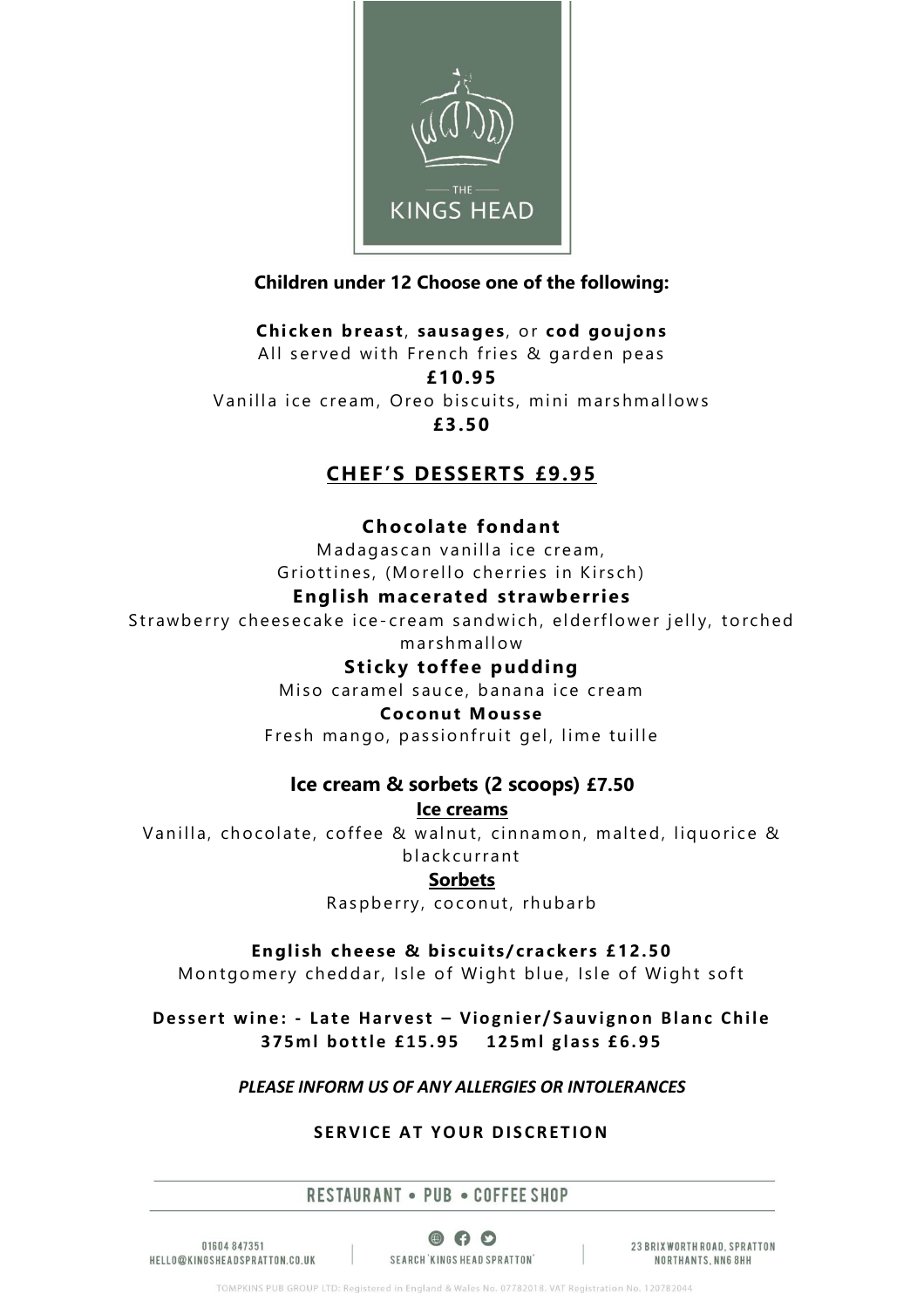**Children under 12 Choose one of the following:**

**Chicken breast**, **sausages**, or **cod goujons**
All served with French fries & garden peas
**£10.95**
Vanilla ice cream, Oreo biscuits, mini marshmallows
**£3.50**

## CHEF'S DESSERTS £9.95

**Chocolate fondant**
Madagascan vanilla ice cream,
Griottines, (Morello cherries in Kirsch)

**English macerated strawberries**
Strawberry cheesecake ice-cream sandwich, elderflower jelly, torched marshmallow

**Sticky toffee pudding**
Miso caramel sauce, banana ice cream

**Coconut Mousse**
Fresh mango, passionfruit gel, lime tuille

### Ice cream & sorbets (2 scoops) £7.50

**Ice creams**
Vanilla, chocolate, coffee & walnut, cinnamon, malted, liquorice & blackcurrant

**Sorbets**
Raspberry, coconut, rhubarb

**English cheese & biscuits/crackers £12.50**
Montgomery cheddar, Isle of Wight blue, Isle of Wight soft

**Dessert wine: - Late Harvest – Viognier/Sauvignon Blanc Chile**
**375ml bottle £15.95 125ml glass £6.95**

***PLEASE INFORM US OF ANY ALLERGIES OR INTOLERANCES***

**SERVICE AT YOUR DISCRETION**

RESTAURANT • PUB • COFFEE SHOP

01604 847351
HELLO@KINGSHEADSPRATTON.CO.UK

SEARCH 'KINGS HEAD SPRATTON'

23 BRIXWORTH ROAD, SPRATTON
NORTHANTS, NN6 8HH

TOMPKINS PUB GROUP LTD: Registered in England & Wales No. 07782018. VAT Registration No. 120782044